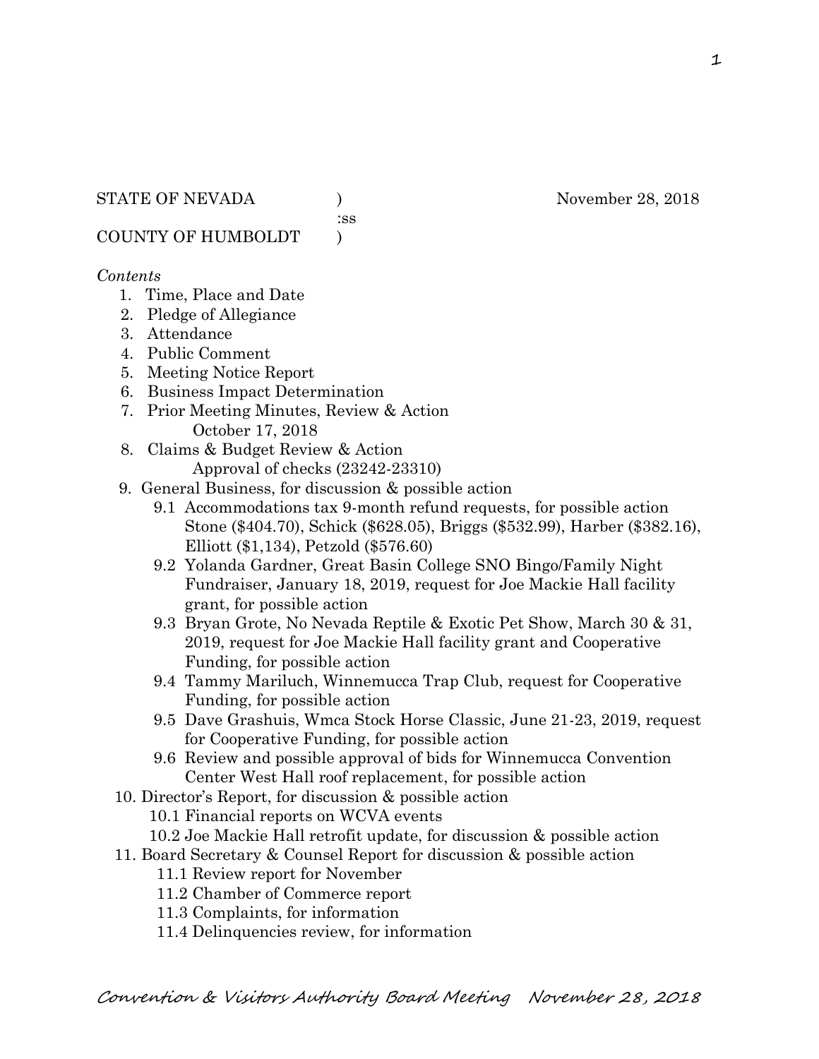STATE OF NEVADA ) November 28, 2018
:ss
COUNTY OF HUMBOLDT )

*Contents*

1. Time, Place and Date
2. Pledge of Allegiance
3. Attendance
4. Public Comment
5. Meeting Notice Report
6. Business Impact Determination
7. Prior Meeting Minutes, Review & Action
   October 17, 2018
8. Claims & Budget Review & Action
   Approval of checks (23242-23310)
9. General Business, for discussion & possible action
   - 9.1 Accommodations tax 9-month refund requests, for possible action Stone ($404.70), Schick ($628.05), Briggs ($532.99), Harber ($382.16), Elliott ($1,134), Petzold ($576.60)
   - 9.2 Yolanda Gardner, Great Basin College SNO Bingo/Family Night Fundraiser, January 18, 2019, request for Joe Mackie Hall facility grant, for possible action
   - 9.3 Bryan Grote, No Nevada Reptile & Exotic Pet Show, March 30 & 31, 2019, request for Joe Mackie Hall facility grant and Cooperative Funding, for possible action
   - 9.4 Tammy Mariluch, Winnemucca Trap Club, request for Cooperative Funding, for possible action
   - 9.5 Dave Grashuis, Wmca Stock Horse Classic, June 21-23, 2019, request for Cooperative Funding, for possible action
   - 9.6 Review and possible approval of bids for Winnemucca Convention Center West Hall roof replacement, for possible action
10. Director's Report, for discussion & possible action
    - 10.1 Financial reports on WCVA events
    - 10.2 Joe Mackie Hall retrofit update, for discussion & possible action
11. Board Secretary & Counsel Report for discussion & possible action
    - 11.1 Review report for November
    - 11.2 Chamber of Commerce report
    - 11.3 Complaints, for information
    - 11.4 Delinquencies review, for information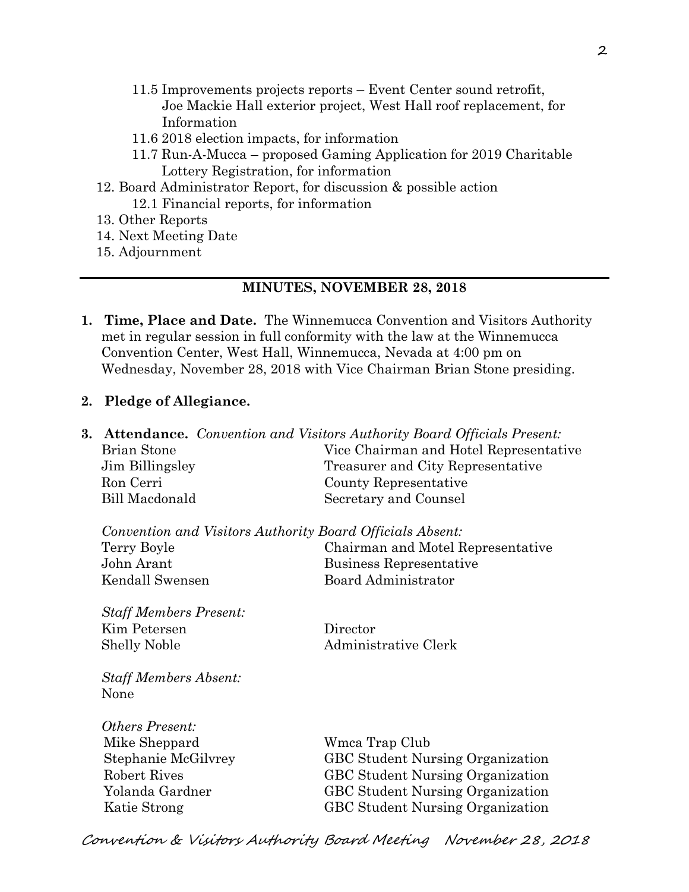11.5 Improvements projects reports – Event Center sound retrofit, Joe Mackie Hall exterior project, West Hall roof replacement, for Information
11.6 2018 election impacts, for information
11.7 Run-A-Mucca – proposed Gaming Application for 2019 Charitable Lottery Registration, for information
12. Board Administrator Report, for discussion & possible action
12.1 Financial reports, for information
13. Other Reports
14. Next Meeting Date
15. Adjournment

---

## MINUTES, NOVEMBER 28, 2018

1. **Time, Place and Date.** The Winnemucca Convention and Visitors Authority met in regular session in full conformity with the law at the Winnemucca Convention Center, West Hall, Winnemucca, Nevada at 4:00 pm on Wednesday, November 28, 2018 with Vice Chairman Brian Stone presiding.

2. **Pledge of Allegiance.**

3. **Attendance.** *Convention and Visitors Authority Board Officials Present:*

| | |
|---|---|
| Brian Stone | Vice Chairman and Hotel Representative |
| Jim Billingsley | Treasurer and City Representative |
| Ron Cerri | County Representative |
| Bill Macdonald | Secretary and Counsel |

*Convention and Visitors Authority Board Officials Absent:*

| | |
|---|---|
| Terry Boyle | Chairman and Motel Representative |
| John Arant | Business Representative |
| Kendall Swensen | Board Administrator |

*Staff Members Present:*

| | |
|---|---|
| Kim Petersen | Director |
| Shelly Noble | Administrative Clerk |

*Staff Members Absent:*
None

*Others Present:*

| | |
|---|---|
| Mike Sheppard | Wmca Trap Club |
| Stephanie McGilvrey | GBC Student Nursing Organization |
| Robert Rives | GBC Student Nursing Organization |
| Yolanda Gardner | GBC Student Nursing Organization |
| Katie Strong | GBC Student Nursing Organization |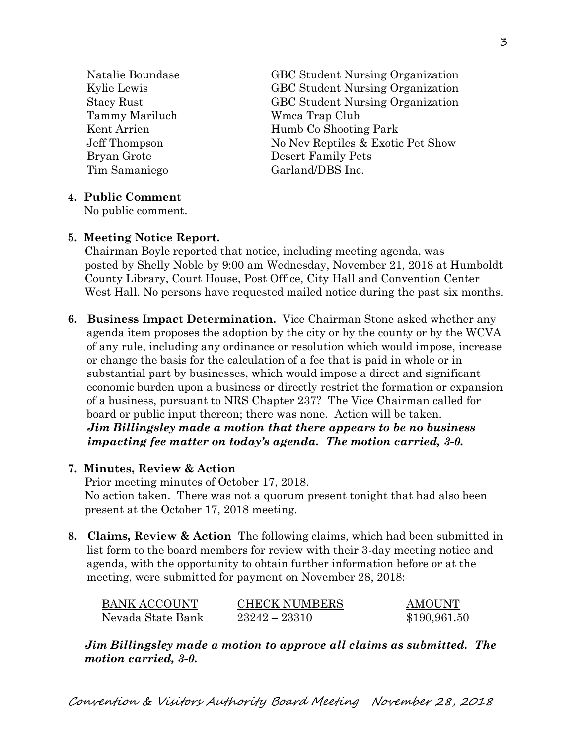| | |
|---|---|
| Natalie Boundase | GBC Student Nursing Organization |
| Kylie Lewis | GBC Student Nursing Organization |
| Stacy Rust | GBC Student Nursing Organization |
| Tammy Mariluch | Wmca Trap Club |
| Kent Arrien | Humb Co Shooting Park |
| Jeff Thompson | No Nev Reptiles & Exotic Pet Show |
| Bryan Grote | Desert Family Pets |
| Tim Samaniego | Garland/DBS Inc. |

**4. Public Comment**
No public comment.

**5. Meeting Notice Report.**
Chairman Boyle reported that notice, including meeting agenda, was posted by Shelly Noble by 9:00 am Wednesday, November 21, 2018 at Humboldt County Library, Court House, Post Office, City Hall and Convention Center West Hall. No persons have requested mailed notice during the past six months.

**6. Business Impact Determination.** Vice Chairman Stone asked whether any agenda item proposes the adoption by the city or by the county or by the WCVA of any rule, including any ordinance or resolution which would impose, increase or change the basis for the calculation of a fee that is paid in whole or in substantial part by businesses, which would impose a direct and significant economic burden upon a business or directly restrict the formation or expansion of a business, pursuant to NRS Chapter 237? The Vice Chairman called for board or public input thereon; there was none. Action will be taken.
***Jim Billingsley made a motion that there appears to be no business impacting fee matter on today's agenda. The motion carried, 3-0.***

**7. Minutes, Review & Action**
Prior meeting minutes of October 17, 2018.
No action taken. There was not a quorum present tonight that had also been present at the October 17, 2018 meeting.

**8. Claims, Review & Action** The following claims, which had been submitted in list form to the board members for review with their 3-day meeting notice and agenda, with the opportunity to obtain further information before or at the meeting, were submitted for payment on November 28, 2018:

| BANK ACCOUNT | CHECK NUMBERS | AMOUNT |
|---|---|---|
| Nevada State Bank | 23242 – 23310 | $190,961.50 |

***Jim Billingsley made a motion to approve all claims as submitted. The motion carried, 3-0.***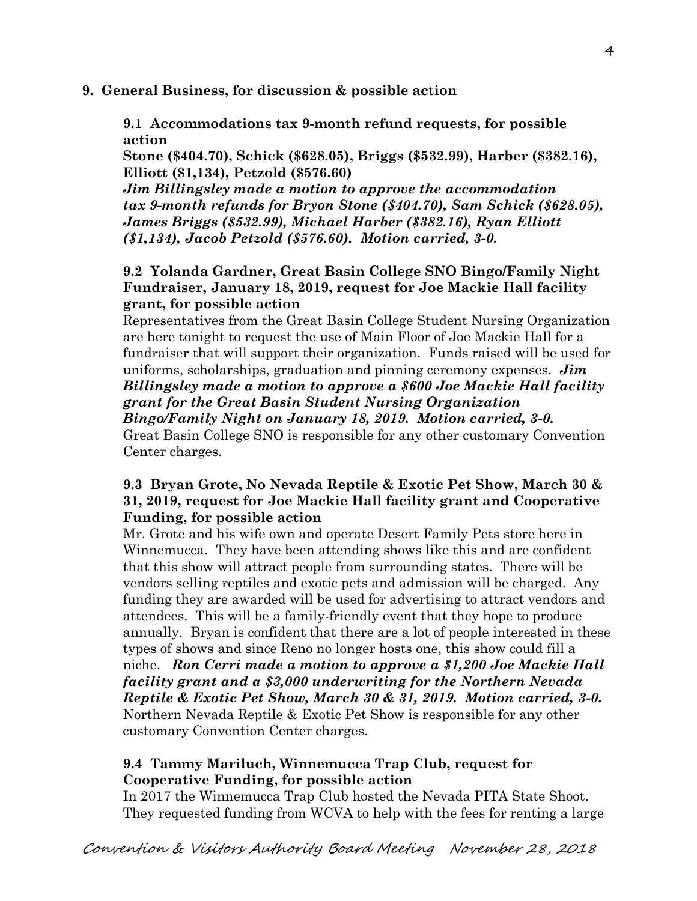**9. General Business, for discussion & possible action**

**9.1 Accommodations tax 9-month refund requests, for possible action**
**Stone ($404.70), Schick ($628.05), Briggs ($532.99), Harber ($382.16), Elliott ($1,134), Petzold ($576.60)**
***Jim Billingsley made a motion to approve the accommodation tax 9-month refunds for Bryon Stone ($404.70), Sam Schick ($628.05), James Briggs ($532.99), Michael Harber ($382.16), Ryan Elliott ($1,134), Jacob Petzold ($576.60). Motion carried, 3-0.***

**9.2 Yolanda Gardner, Great Basin College SNO Bingo/Family Night Fundraiser, January 18, 2019, request for Joe Mackie Hall facility grant, for possible action**

Representatives from the Great Basin College Student Nursing Organization are here tonight to request the use of Main Floor of Joe Mackie Hall for a fundraiser that will support their organization. Funds raised will be used for uniforms, scholarships, graduation and pinning ceremony expenses. ***Jim Billingsley made a motion to approve a $600 Joe Mackie Hall facility grant for the Great Basin Student Nursing Organization Bingo/Family Night on January 18, 2019. Motion carried, 3-0.*** Great Basin College SNO is responsible for any other customary Convention Center charges.

**9.3 Bryan Grote, No Nevada Reptile & Exotic Pet Show, March 30 & 31, 2019, request for Joe Mackie Hall facility grant and Cooperative Funding, for possible action**

Mr. Grote and his wife own and operate Desert Family Pets store here in Winnemucca. They have been attending shows like this and are confident that this show will attract people from surrounding states. There will be vendors selling reptiles and exotic pets and admission will be charged. Any funding they are awarded will be used for advertising to attract vendors and attendees. This will be a family-friendly event that they hope to produce annually. Bryan is confident that there are a lot of people interested in these types of shows and since Reno no longer hosts one, this show could fill a niche. ***Ron Cerri made a motion to approve a $1,200 Joe Mackie Hall facility grant and a $3,000 underwriting for the Northern Nevada Reptile & Exotic Pet Show, March 30 & 31, 2019. Motion carried, 3-0.*** Northern Nevada Reptile & Exotic Pet Show is responsible for any other customary Convention Center charges.

**9.4 Tammy Mariluch, Winnemucca Trap Club, request for Cooperative Funding, for possible action**

In 2017 the Winnemucca Trap Club hosted the Nevada PITA State Shoot. They requested funding from WCVA to help with the fees for renting a large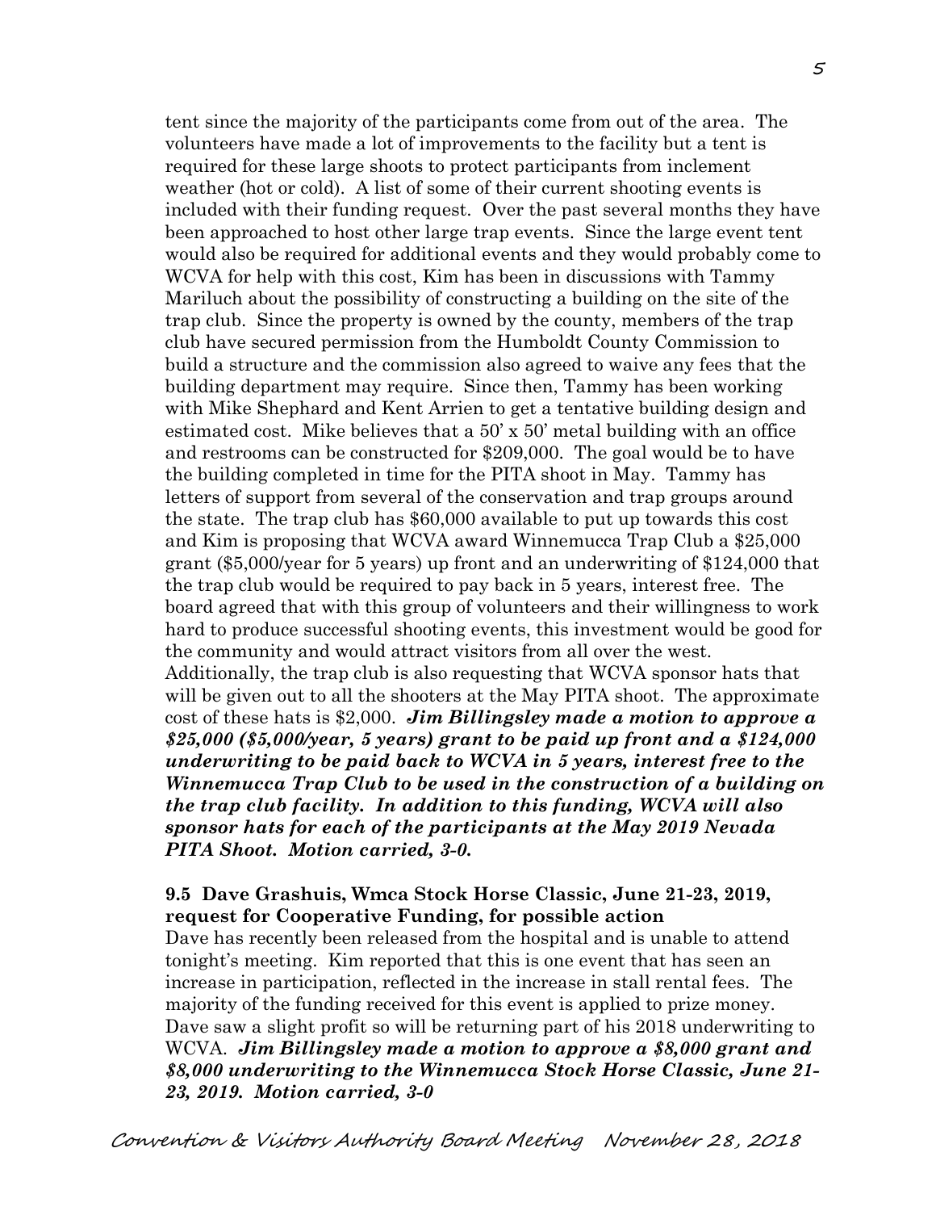tent since the majority of the participants come from out of the area. The volunteers have made a lot of improvements to the facility but a tent is required for these large shoots to protect participants from inclement weather (hot or cold). A list of some of their current shooting events is included with their funding request. Over the past several months they have been approached to host other large trap events. Since the large event tent would also be required for additional events and they would probably come to WCVA for help with this cost, Kim has been in discussions with Tammy Mariluch about the possibility of constructing a building on the site of the trap club. Since the property is owned by the county, members of the trap club have secured permission from the Humboldt County Commission to build a structure and the commission also agreed to waive any fees that the building department may require. Since then, Tammy has been working with Mike Shephard and Kent Arrien to get a tentative building design and estimated cost. Mike believes that a 50' x 50' metal building with an office and restrooms can be constructed for $209,000. The goal would be to have the building completed in time for the PITA shoot in May. Tammy has letters of support from several of the conservation and trap groups around the state. The trap club has $60,000 available to put up towards this cost and Kim is proposing that WCVA award Winnemucca Trap Club a $25,000 grant ($5,000/year for 5 years) up front and an underwriting of $124,000 that the trap club would be required to pay back in 5 years, interest free. The board agreed that with this group of volunteers and their willingness to work hard to produce successful shooting events, this investment would be good for the community and would attract visitors from all over the west. Additionally, the trap club is also requesting that WCVA sponsor hats that will be given out to all the shooters at the May PITA shoot. The approximate cost of these hats is $2,000. ***Jim Billingsley made a motion to approve a $25,000 ($5,000/year, 5 years) grant to be paid up front and a $124,000 underwriting to be paid back to WCVA in 5 years, interest free to the Winnemucca Trap Club to be used in the construction of a building on the trap club facility. In addition to this funding, WCVA will also sponsor hats for each of the participants at the May 2019 Nevada PITA Shoot. Motion carried, 3-0.***

**9.5 Dave Grashuis, Wmca Stock Horse Classic, June 21-23, 2019, request for Cooperative Funding, for possible action**

Dave has recently been released from the hospital and is unable to attend tonight's meeting. Kim reported that this is one event that has seen an increase in participation, reflected in the increase in stall rental fees. The majority of the funding received for this event is applied to prize money. Dave saw a slight profit so will be returning part of his 2018 underwriting to WCVA. ***Jim Billingsley made a motion to approve a $8,000 grant and $8,000 underwriting to the Winnemucca Stock Horse Classic, June 21-23, 2019. Motion carried, 3-0***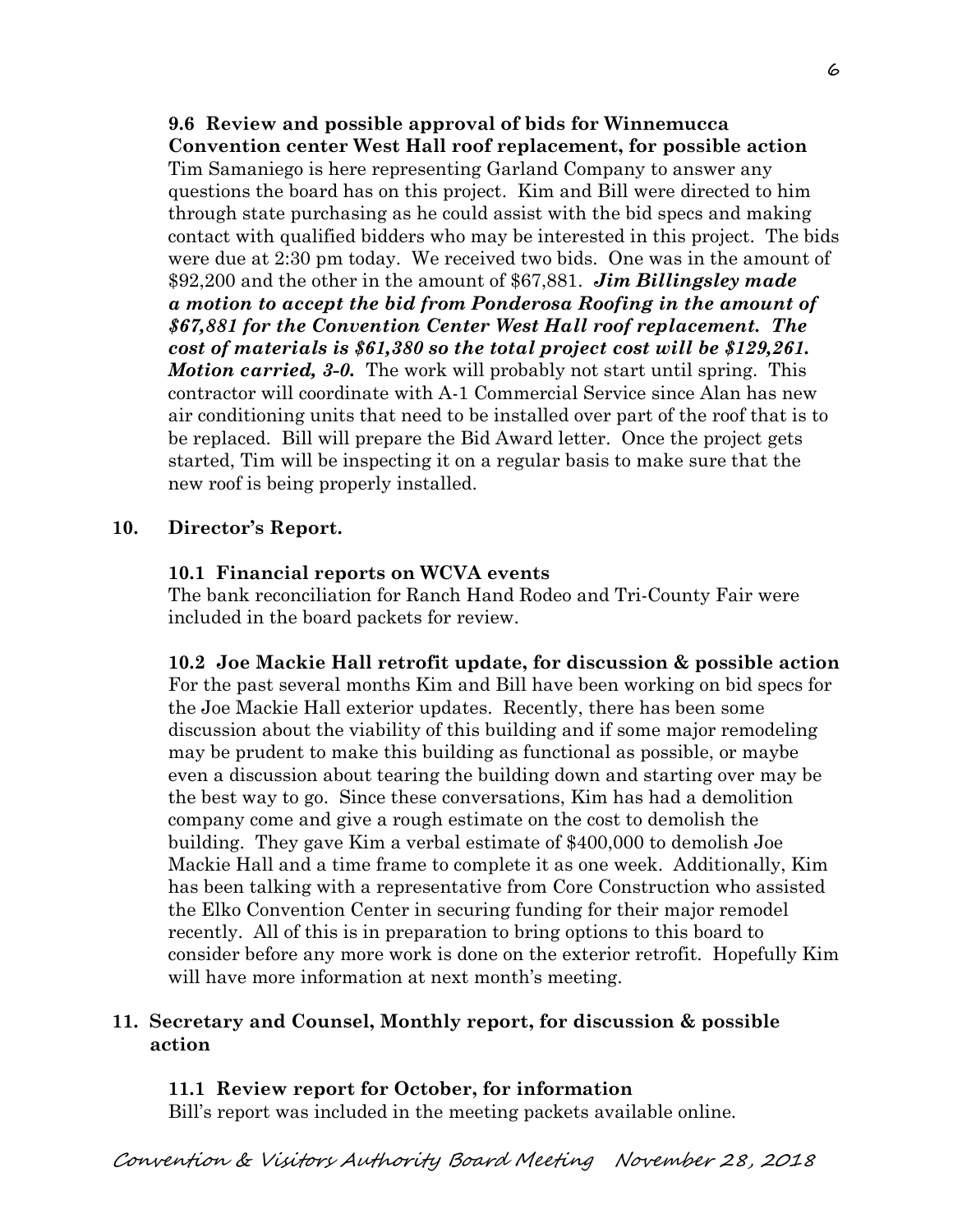**9.6 Review and possible approval of bids for Winnemucca Convention center West Hall roof replacement, for possible action**
Tim Samaniego is here representing Garland Company to answer any questions the board has on this project. Kim and Bill were directed to him through state purchasing as he could assist with the bid specs and making contact with qualified bidders who may be interested in this project. The bids were due at 2:30 pm today. We received two bids. One was in the amount of $92,200 and the other in the amount of $67,881. ***Jim Billingsley made a motion to accept the bid from Ponderosa Roofing in the amount of $67,881 for the Convention Center West Hall roof replacement. The cost of materials is $61,380 so the total project cost will be $129,261. Motion carried, 3-0.*** The work will probably not start until spring. This contractor will coordinate with A-1 Commercial Service since Alan has new air conditioning units that need to be installed over part of the roof that is to be replaced. Bill will prepare the Bid Award letter. Once the project gets started, Tim will be inspecting it on a regular basis to make sure that the new roof is being properly installed.

## 10. Director's Report.

**10.1 Financial reports on WCVA events**
The bank reconciliation for Ranch Hand Rodeo and Tri-County Fair were included in the board packets for review.

**10.2 Joe Mackie Hall retrofit update, for discussion & possible action**
For the past several months Kim and Bill have been working on bid specs for the Joe Mackie Hall exterior updates. Recently, there has been some discussion about the viability of this building and if some major remodeling may be prudent to make this building as functional as possible, or maybe even a discussion about tearing the building down and starting over may be the best way to go. Since these conversations, Kim has had a demolition company come and give a rough estimate on the cost to demolish the building. They gave Kim a verbal estimate of $400,000 to demolish Joe Mackie Hall and a time frame to complete it as one week. Additionally, Kim has been talking with a representative from Core Construction who assisted the Elko Convention Center in securing funding for their major remodel recently. All of this is in preparation to bring options to this board to consider before any more work is done on the exterior retrofit. Hopefully Kim will have more information at next month's meeting.

## 11. Secretary and Counsel, Monthly report, for discussion & possible action

**11.1 Review report for October, for information**
Bill's report was included in the meeting packets available online.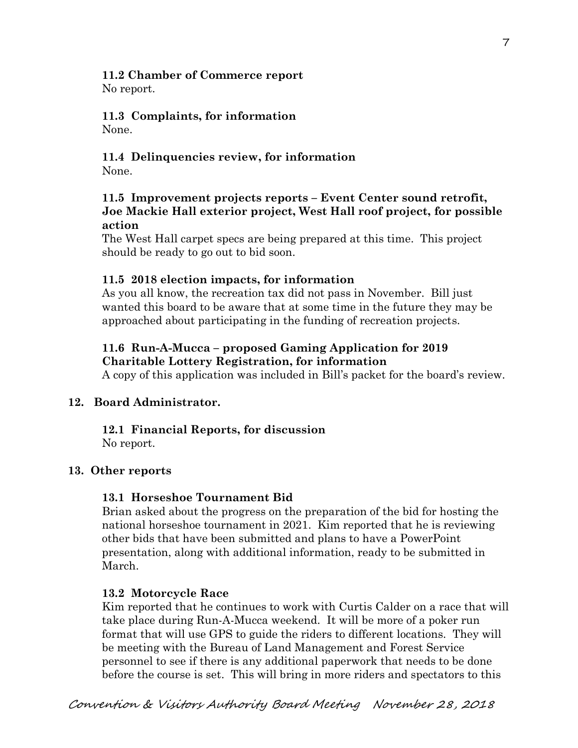**11.2 Chamber of Commerce report**

No report.

**11.3 Complaints, for information**

None.

**11.4 Delinquencies review, for information**

None.

**11.5 Improvement projects reports – Event Center sound retrofit, Joe Mackie Hall exterior project, West Hall roof project, for possible action**

The West Hall carpet specs are being prepared at this time. This project should be ready to go out to bid soon.

**11.5 2018 election impacts, for information**

As you all know, the recreation tax did not pass in November. Bill just wanted this board to be aware that at some time in the future they may be approached about participating in the funding of recreation projects.

**11.6 Run-A-Mucca – proposed Gaming Application for 2019 Charitable Lottery Registration, for information**

A copy of this application was included in Bill's packet for the board's review.

**12. Board Administrator.**

**12.1 Financial Reports, for discussion**

No report.

**13. Other reports**

**13.1 Horseshoe Tournament Bid**

Brian asked about the progress on the preparation of the bid for hosting the national horseshoe tournament in 2021. Kim reported that he is reviewing other bids that have been submitted and plans to have a PowerPoint presentation, along with additional information, ready to be submitted in March.

**13.2 Motorcycle Race**

Kim reported that he continues to work with Curtis Calder on a race that will take place during Run-A-Mucca weekend. It will be more of a poker run format that will use GPS to guide the riders to different locations. They will be meeting with the Bureau of Land Management and Forest Service personnel to see if there is any additional paperwork that needs to be done before the course is set. This will bring in more riders and spectators to this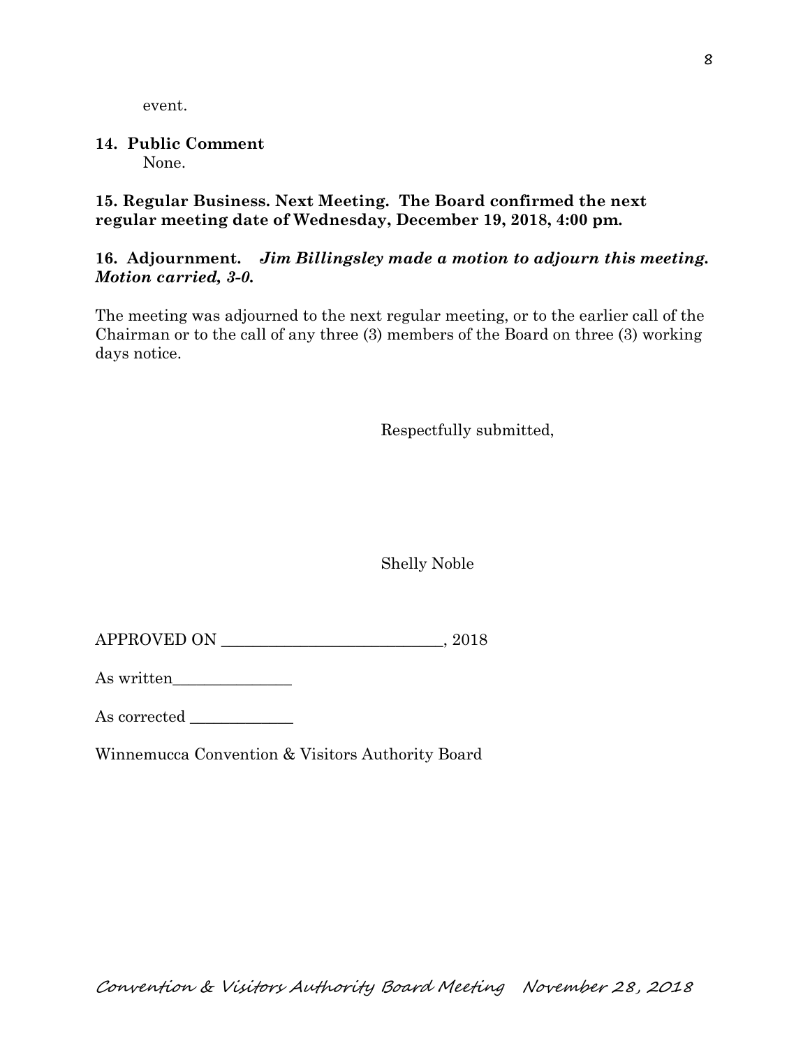event.

**14. Public Comment**

None.

**15. Regular Business. Next Meeting. The Board confirmed the next regular meeting date of Wednesday, December 19, 2018, 4:00 pm.**

**16. Adjournment.** ***Jim Billingsley made a motion to adjourn this meeting. Motion carried, 3-0.***

The meeting was adjourned to the next regular meeting, or to the earlier call of the Chairman or to the call of any three (3) members of the Board on three (3) working days notice.

Respectfully submitted,

Shelly Noble

APPROVED ON ____________________________, 2018

As written_______________

As corrected _____________

Winnemucca Convention & Visitors Authority Board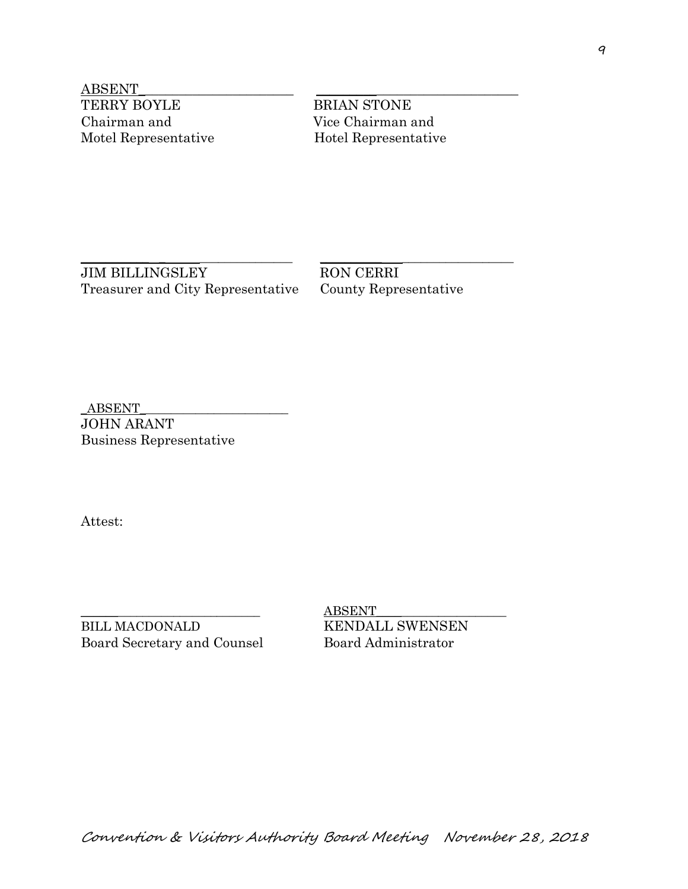ABSENT\_\_\_\_\_\_\_\_\_\_\_\_\_\_\_\_\_\_\_\_\_\_\_
TERRY BOYLE
Chairman and
Motel Representative

\_\_\_\_\_\_\_\_\_\_\_\_\_\_\_\_\_\_\_\_\_\_\_\_\_\_\_\_\_\_
BRIAN STONE
Vice Chairman and
Hotel Representative

\_\_\_\_\_\_\_\_\_\_\_\_\_\_\_\_\_\_\_\_\_\_\_\_\_\_\_\_\_\_
JIM BILLINGSLEY
Treasurer and City Representative

\_\_\_\_\_\_\_\_\_\_\_\_\_\_\_\_\_\_\_\_\_\_\_\_\_\_\_\_\_\_
RON CERRI
County Representative

\_ABSENT\_\_\_\_\_\_\_\_\_\_\_\_\_\_\_\_\_\_\_\_\_\_\_
JOHN ARANT
Business Representative

Attest:

\_\_\_\_\_\_\_\_\_\_\_\_\_\_\_\_\_\_\_\_\_\_\_\_\_\_\_\_
BILL MACDONALD
Board Secretary and Counsel

ABSENT\_\_\_\_\_\_\_\_\_\_\_\_\_\_\_\_\_\_\_\_\_
KENDALL SWENSEN
Board Administrator